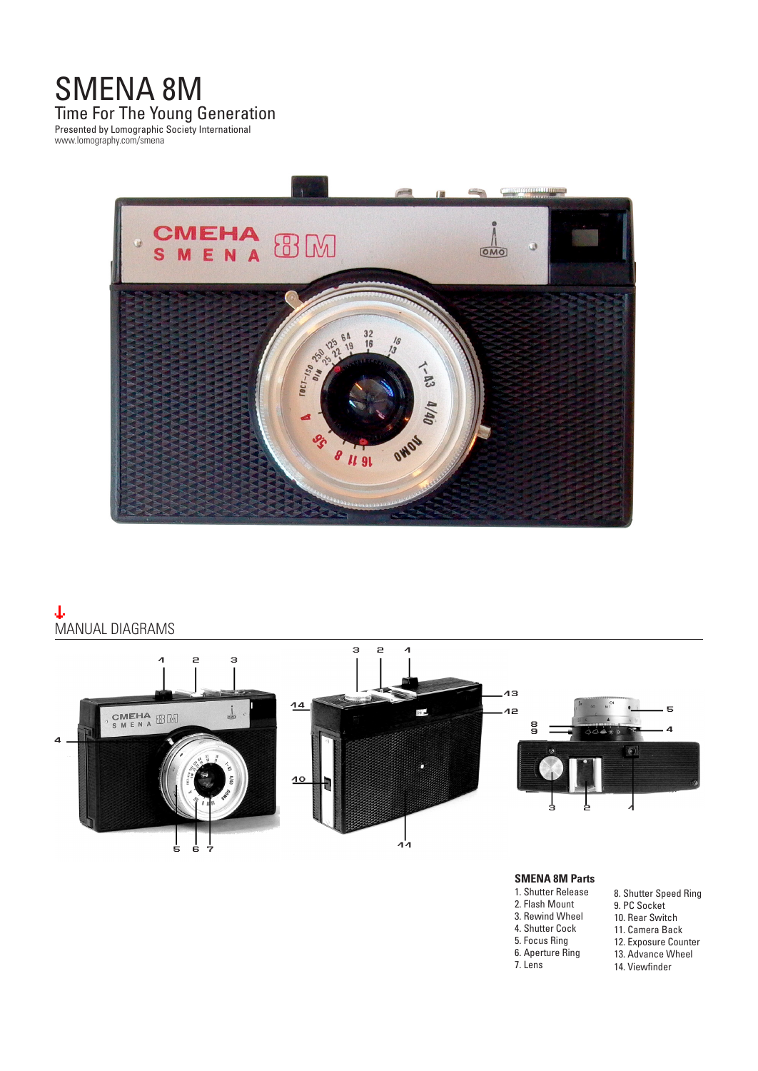# SMENA 8M

## Time For The Young Generation

Presented by Lomographic Society International
www.lomography.com/smena

## MANUAL DIAGRAMS

### SMENA 8M Parts

1. Shutter Release
2. Flash Mount
3. Rewind Wheel
4. Shutter Cock
5. Focus Ring
6. Aperture Ring
7. Lens
8. Shutter Speed Ring
9. PC Socket
10. Rear Switch
11. Camera Back
12. Exposure Counter
13. Advance Wheel
14. Viewfinder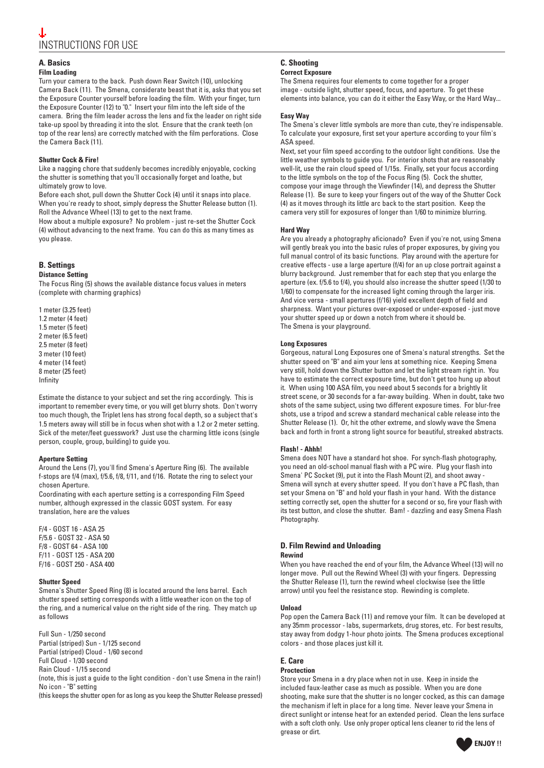# INSTRUCTIONS FOR USE

## A. Basics

### Film Loading

Turn your camera to the back. Push down Rear Switch (10), unlocking Camera Back (11). The Smena, considerate beast that it is, asks that you set the Exposure Counter yourself before loading the film. With your finger, turn the Exposure Counter (12) to "0." Insert your film into the left side of the camera. Bring the film leader across the lens and fix the leader on right side take-up spool by threading it into the slot. Ensure that the crank teeth (on top of the rear lens) are correctly matched with the film perforations. Close the Camera Back (11).

### Shutter Cock & Fire!

Like a nagging chore that suddenly becomes incredibly enjoyable, cocking the shutter is something that you'll occasionally forget and loathe, but ultimately grow to love.

Before each shot, pull down the Shutter Cock (4) until it snaps into place. When you're ready to shoot, simply depress the Shutter Release button (1). Roll the Advance Wheel (13) to get to the next frame.

How about a multiple exposure? No problem - just re-set the Shutter Cock (4) without advancing to the next frame. You can do this as many times as you please.

## B. Settings

### Distance Setting

The Focus Ring (5) shows the available distance focus values in meters (complete with charming graphics)

1 meter (3.25 feet)
1.2 meter (4 feet)
1.5 meter (5 feet)
2 meter (6.5 feet)
2.5 meter (8 feet)
3 meter (10 feet)
4 meter (14 feet)
8 meter (25 feet)
Infinity

Estimate the distance to your subject and set the ring accordingly. This is important to remember every time, or you will get blurry shots. Don't worry too much though, the Triplet lens has strong focal depth, so a subject that's 1.5 meters away will still be in focus when shot with a 1.2 or 2 meter setting. Sick of the meter/feet guesswork? Just use the charming little icons (single person, couple, group, building) to guide you.

### Aperture Setting

Around the Lens (7), you'll find Smena's Aperture Ring (6). The available f-stops are f/4 (max), f/5.6, f/8, f/11, and f/16. Rotate the ring to select your chosen Aperture.

Coordinating with each aperture setting is a corresponding Film Speed number, although expressed in the classic GOST system. For easy translation, here are the values

F/4 - GOST 16 - ASA 25
F/5.6 - GOST 32 - ASA 50
F/8 - GOST 64 - ASA 100
F/11 - GOST 125 - ASA 200
F/16 - GOST 250 - ASA 400

### Shutter Speed

Smena's Shutter Speed Ring (8) is located around the lens barrel. Each shutter speed setting corresponds with a little weather icon on the top of the ring, and a numerical value on the right side of the ring. They match up as follows

Full Sun - 1/250 second
Partial (striped) Sun - 1/125 second
Partial (striped) Cloud - 1/60 second
Full Cloud - 1/30 second
Rain Cloud - 1/15 second
(note, this is just a guide to the light condition - don't use Smena in the rain!)
No icon - "B" setting
(this keeps the shutter open for as long as you keep the Shutter Release pressed)

## C. Shooting

### Correct Exposure

The Smena requires four elements to come together for a proper image - outside light, shutter speed, focus, and aperture. To get these elements into balance, you can do it either the Easy Way, or the Hard Way...

### Easy Way

The Smena's clever little symbols are more than cute, they're indispensable. To calculate your exposure, first set your aperture according to your film's ASA speed.

Next, set your film speed according to the outdoor light conditions. Use the little weather symbols to guide you. For interior shots that are reasonably well-lit, use the rain cloud speed of 1/15s. Finally, set your focus according to the little symbols on the top of the Focus Ring (5). Cock the shutter, compose your image through the Viewfinder (14), and depress the Shutter Release (1). Be sure to keep your fingers out of the way of the Shutter Cock (4) as it moves through its little arc back to the start position. Keep the camera very still for exposures of longer than 1/60 to minimize blurring.

### Hard Way

Are you already a photography aficionado? Even if you're not, using Smena will gently break you into the basic rules of proper exposures, by giving you full manual control of its basic functions. Play around with the aperture for creative effects - use a large aperture (f/4) for an up close portrait against a blurry background. Just remember that for each step that you enlarge the aperture (ex. f/5.6 to f/4), you should also increase the shutter speed (1/30 to 1/60) to compensate for the increased light coming through the larger iris. And vice versa - small apertures (f/16) yield excellent depth of field and sharpness. Want your pictures over-exposed or under-exposed - just move your shutter speed up or down a notch from where it should be.
The Smena is your playground.

### Long Exposures

Gorgeous, natural Long Exposures one of Smena's natural strengths. Set the shutter speed on "B" and aim your lens at something nice. Keeping Smena very still, hold down the Shutter button and let the light stream right in. You have to estimate the correct exposure time, but don't get too hung up about it. When using 100 ASA film, you need about 5 seconds for a brightly lit street scene, or 30 seconds for a far-away building. When in doubt, take two shots of the same subject, using two different exposure times. For blur-free shots, use a tripod and screw a standard mechanical cable release into the Shutter Release (1). Or, hit the other extreme, and slowly wave the Smena back and forth in front a strong light source for beautiful, streaked abstracts.

### Flash! - Ahhh!

Smena does NOT have a standard hot shoe. For synch-flash photography, you need an old-school manual flash with a PC wire. Plug your flash into Smena' PC Socket (9), put it into the Flash Mount (2), and shoot away - Smena will synch at every shutter speed. If you don't have a PC flash, than set your Smena on "B" and hold your flash in your hand. With the distance setting correctly set, open the shutter for a second or so, fire your flash with its test button, and close the shutter. Bam! - dazzling and easy Smena Flash Photography.

## D. Film Rewind and Unloading

### Rewind

When you have reached the end of your film, the Advance Wheel (13) will no longer move. Pull out the Rewind Wheel (3) with your fingers. Depressing the Shutter Release (1), turn the rewind wheel clockwise (see the little arrow) until you feel the resistance stop. Rewinding is complete.

### Unload

Pop open the Camera Back (11) and remove your film. It can be developed at any 35mm processor - labs, supermarkets, drug stores, etc. For best results, stay away from dodgy 1-hour photo joints. The Smena produces exceptional colors - and those places just kill it.

## E. Care

### Proctection

Store your Smena in a dry place when not in use. Keep in inside the included faux-leather case as much as possible. When you are done shooting, make sure that the shutter is no longer cocked, as this can damage the mechanism if left in place for a long time. Never leave your Smena in direct sunlight or intense heat for an extended period. Clean the lens surface with a soft cloth only. Use only proper optical lens cleaner to rid the lens of grease or dirt.

**ENJOY !!**